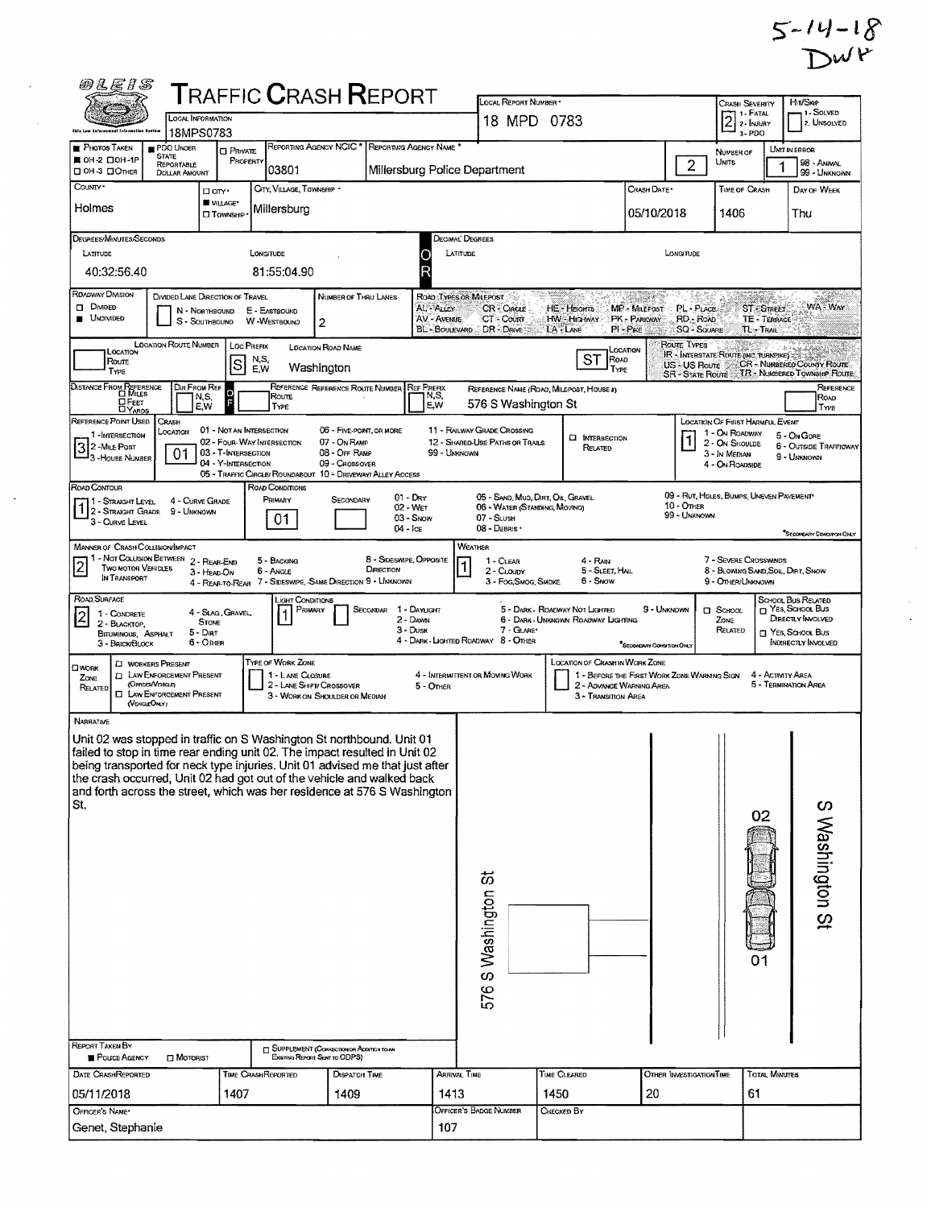5-14-18
DWP

# TRAFFIC CRASH REPORT

OLEIS — Ohio Law Enforcement Information System

| Field | Value |
|---|---|
| Local Information | 18MPS0783 |
| Local Report Number | 18 MPD 0783 |
| Crash Severity | 2 (1 - Fatal, 2 - Injury, 3 - PDO) |
| Hit/Skip | 1 - Solved, 2 - Unsolved |
| Photos Taken | OH-2 |
| PDO Under State Reportable Dollar Amount | ■ |
| Private Property | ☐ |
| Reporting Agency NCIC | 03801 |
| Reporting Agency Name | Millersburg Police Department |
| Number of Units | 2 |
| Unit in Error | 1 (98 - Animal, 99 - Unknown) |
| County | Holmes |
| City, Village, Township | Village — Millersburg |
| Crash Date | 05/10/2018 |
| Time of Crash | 1406 |
| Day of Week | Thu |

**Degrees/Minutes/Seconds** — Latitude: 40:32:56.40 Longitude: 81:55:04.90

**Decimal Degrees** — Latitude: Longitude:

| Field | Value |
|---|---|
| Roadway Division | ■ Undivided |
| Divided Lane Direction of Travel | N - Northbound, S - Southbound, E - Eastbound, W - Westbound |
| Number of Thru Lanes | 2 |
| Road Types or Milepost | AL - Alley, AV - Avenue, BL - Boulevard, CR - Circle, CT - Court, DR - Drive, HE - Heights, HW - Highway, LA - Lane, MP - Milepost, PK - Parkway, PI - Pike, PL - Place, RD - Road, SQ - Square, ST - Street, TE - Terrace, TL - Trail, WA - Way |
| Location Route Number | |
| Loc Prefix | S |
| Location Road Name | Washington |
| Location Road Type | ST |
| Route Types | IR - Interstate Route (Inc. Turnpike), US - US Route, SR - State Route, CR - Numbered County Route, TR - Numbered Township Route |
| Distance From Reference | ☐ Miles ☐ Feet ☐ Yards |
| Reference Name (Road, Milepost, House #) | 576 S Washington St |
| Reference Point Used | 3 (1 - Intersection, 2 - Mile Post, 3 - House Number) |
| Crash Location | 01 |

Crash Location codes: 01 - Not an Intersection, 02 - Four-Way Intersection, 03 - T-Intersection, 04 - Y-Intersection, 05 - Traffic Circle/Roundabout, 06 - Five-Point, or More, 07 - On Ramp, 08 - Off Ramp, 09 - Crossover, 10 - Driveway/Alley Access, 11 - Railway Grade Crossing, 12 - Shared-Use Paths or Trails, 99 - Unknown. ☐ Intersection Related

**Location of First Harmful Event:** 1 (1 - On Roadway, 2 - On Shoulder, 3 - In Median, 4 - On Roadside, 5 - On Gore, 6 - Outside Trafficway, 9 - Unknown)

**Road Contour:** 1 (1 - Straight Level, 2 - Straight Grade, 3 - Curve Level, 4 - Curve Grade, 9 - Unknown)

**Road Conditions:** Primary 01 Secondary — (01 - Dry, 02 - Wet, 03 - Snow, 04 - Ice, 05 - Sand, Mud, Dirt, Oil, Gravel, 06 - Water (Standing, Moving), 07 - Slush, 08 - Debris, 09 - Rut, Holes, Bumps, Uneven Pavement, 10 - Other, 99 - Unknown) *Secondary Condition Only

**Manner of Crash Collision/Impact:** 2 (1 - Not Collision Between Two Motor Vehicles in Transport, 2 - Rear-End, 3 - Head-On, 4 - Rear-to-Rear, 5 - Backing, 6 - Angle, 7 - Sideswipe, Same Direction, 8 - Sideswipe, Opposite Direction, 9 - Unknown)

**Weather:** 1 (1 - Clear, 2 - Cloudy, 3 - Fog, Smog, Smoke, 4 - Rain, 5 - Sleet, Hail, 6 - Snow, 7 - Severe Crosswinds, 8 - Blowing Sand, Soil, Dirt, Snow, 9 - Other/Unknown)

**Road Surface:** 2 (1 - Concrete, 2 - Blacktop, Bituminous, Asphalt, 3 - Brick/Block, 4 - Slag, Gravel, Stone, 5 - Dirt, 6 - Other)

**Light Conditions:** Primary 1 Secondary — (1 - Daylight, 2 - Dawn, 3 - Dusk, 4 - Dark - Lighted Roadway, 5 - Dark - Roadway Not Lighted, 6 - Dark - Unknown Roadway Lighting, 7 - Glare, 8 - Other, 9 - Unknown)

☐ School Zone Related. School Bus Related: ☐ Yes, School Bus Directly Involved ☐ Yes, School Bus Indirectly Involved

☐ Work Zone Related: ☐ Workers Present ☐ Law Enforcement Present (Officer/Vehicle) ☐ Law Enforcement Present (Vehicle Only). Type of Work Zone: 1 - Lane Closure, 2 - Lane Shift/Crossover, 3 - Work on Shoulder or Median, 4 - Intermittent or Moving Work, 5 - Other. Location of Crash in Work Zone: 1 - Before the First Work Zone Warning Sign, 2 - Advance Warning Area, 3 - Transition Area, 4 - Activity Area, 5 - Termination Area

## Narrative

Unit 02 was stopped in traffic on S Washington St northbound. Unit 01 failed to stop in time rear ending unit 02. The impact resulted in Unit 02 being transported for neck type injuries. Unit 01 advised me that just after the crash occurred, Unit 02 had got out of the vehicle and walked back and forth across the street, which was her residence at 576 S Washington St.

[Diagram labels: 576 S Washington St; S Washington St; 02; 01]

| Field | Value |
|---|---|
| Report Taken By | ■ Police Agency ☐ Motorist |
| Supplement | ☐ |
| Date Crash Reported | 05/11/2018 |
| Time Crash Reported | 1407 |
| Dispatch Time | 1409 |
| Arrival Time | 1413 |
| Time Cleared | 1450 |
| Other Investigation Time | 20 |
| Total Minutes | 61 |
| Officer's Name | Genet, Stephanie |
| Officer's Badge Number | 107 |
| Checked By | |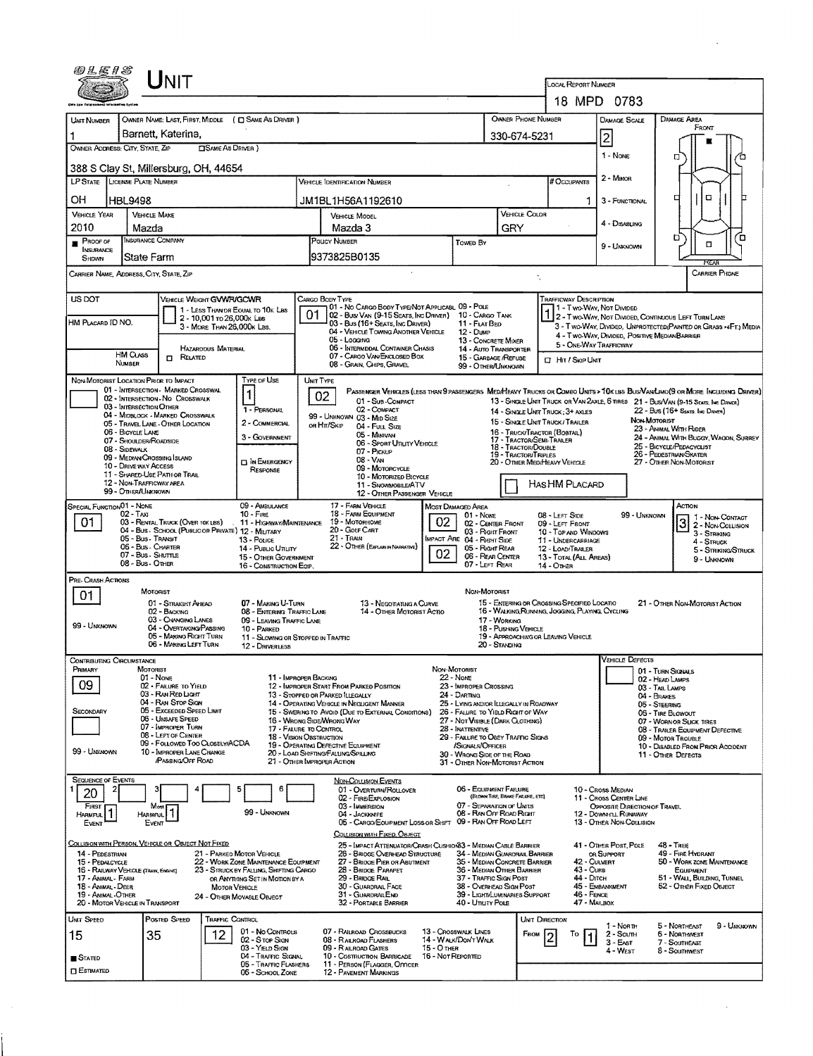# UNIT

**LOCAL REPORT NUMBER:** 18 MPD 0783

| UNIT NUMBER | OWNER NAME: LAST, FIRST, MIDDLE ( ☐ SAME AS DRIVER ) | OWNER PHONE NUMBER | DAMAGE SCALE | DAMAGE AREA |
|---|---|---|---|---|
| 1 | Barnett, Katerina, | 330-674-5231 | 2 | FRONT |

**OWNER ADDRESS: CITY, STATE, ZIP** ☐ SAME AS DRIVER )
388 S Clay St, Millersburg, OH, 44654

DAMAGE SCALE: 1 - NONE; 2 - MINOR; 3 - FUNCTIONAL; 4 - DISABLING; 9 - UNKNOWN

| LP STATE | LICENSE PLATE NUMBER | VEHICLE IDENTIFICATION NUMBER | # OCCUPANTS |
|---|---|---|---|
| OH | HBL9498 | JM1BL1H56A1192610 | 1 |

| VEHICLE YEAR | VEHICLE MAKE | VEHICLE MODEL | VEHICLE COLOR |
|---|---|---|---|
| 2010 | Mazda | Mazda 3 | GRY |

| ■ PROOF OF INSURANCE SHOWN | INSURANCE COMPANY | POLICY NUMBER | TOWED BY |
|---|---|---|---|
| | State Farm | 9373825B0135 | |

CARRIER NAME, ADDRESS, CITY, STATE, ZIP — CARRIER PHONE

**US DOT**

**VEHICLE WEIGHT GVWR/GCWR:** 1 - LESS THAN OR EQUAL TO 10K LBS; 2 - 10,001 TO 26,000K LBS; 3 - MORE THAN 26,000K LBS.

HM PLACARD ID NO. — HM CLASS NUMBER — ☐ RELATED — HAZARDOUS MATERIAL

**CARGO BODY TYPE:** 01
01 - NO CARGO BODY TYPE/NOT APPLICABLE; 02 - BUS/VAN (9-15 SEATS, INC DRIVER); 03 - BUS (16+ SEATS, INC DRIVER); 04 - VEHICLE TOWING ANOTHER VEHICLE; 05 - LOGGING; 06 - INTERMODAL CONTAINER CHASIS; 07 - CARGO VAN/ENCLOSED BOX; 08 - GRAIN, CHIPS, GRAVEL; 09 - POLE; 10 - CARGO TANK; 11 - FLAT BED; 12 - DUMP; 13 - CONCRETE MIXER; 14 - AUTO TRANSPORTER; 15 - GARBAGE/REFUSE; 99 - OTHER/UNKNOWN

**TRAFFICWAY DESCRIPTION:** 1
1 - TWO-WAY, NOT DIVIDED; 2 - TWO-WAY, NOT DIVIDED, CONTINUOUS LEFT TURN LANE; 3 - TWO-WAY, DIVIDED, UNPROTECTED(PAINTED OR GRASS >4FT.) MEDIA; 4 - TWO-WAY, DIVIDED, POSITIVE MEDIAN BARRIER; 5 - ONE-WAY TRAFFICWAY
☐ HIT / SKIP UNIT

**NON-MOTORIST LOCATION PRIOR TO IMPACT:** 01 - INTERSECTION - MARKED CROSSWAL; 02 - INTERSECTION - NO CROSSWALK; 03 - INTERSECTION OTHER; 04 - MIDBLOCK - MARKED CROSSWALK; 05 - TRAVEL LANE - OTHER LOCATION; 06 - BICYCLE LANE; 07 - SHOULDER/ROADSIDE; 08 - SIDEWALK; 09 - MEDIAN/CROSSING ISLAND; 10 - DRIVE WAY ACCESS; 11 - SHARED-USE PATH OR TRAIL; 12 - NON-TRAFFICWAY AREA; 99 - OTHER/UNKNOWN

**TYPE OF USE:** 1
1 - PERSONAL; 2 - COMMERCIAL; 3 - GOVERNMENT; ☐ IN EMERGENCY RESPONSE

**UNIT TYPE:** 02
PASSENGER VEHICLES (LESS THAN 9 PASSENGERS MED/HEAVY TRUCKS OR COMBO UNITS > 10K LBS BUS/VAN/LIMO(9 OR MORE INCLUDING DRIVER)
01 - SUB-COMPACT; 02 - COMPACT; 99 - UNKNOWN 03 - MID SIZE; OR HIT/SKIP 04 - FULL SIZE; 05 - MINIVAN; 06 - SPORT UTILITY VEHICLE; 07 - PICKUP; 08 - VAN; 09 - MOTORCYCLE; 10 - MOTORIZED BICYCLE; 11 - SNOWMOBILE/ATV; 12 - OTHER PASSENGER VEHICLE
13 - SINGLE UNIT TRUCK OR VAN 2AXLE, 6 TIRES; 14 - SINGLE UNIT TRUCK; 3+ AXLES; 15 - SINGLE UNIT TRUCK / TRAILER; 16 - TRUCK/TRACTOR (BOBTAIL); 17 - TRACTOR/SEMI-TRAILER; 18 - TRACTOR/DOUBLE; 19 - TRACTOR/TRIPLES; 20 - OTHER MED/HEAVY VEHICLE
21 - BUS/VAN (9-15 SEATS, INC DRIVER); 22 - BUS (16+ SEATS, INC DRIVER)
NON-MOTORIST: 23 - ANIMAL WITH RIDER; 24 - ANIMAL WITH BUGGY, WAGON, SURREY; 25 - BICYCLE/PEDACYCLIST; 26 - PEDESTRIAN/SKATER; 27 - OTHER NON-MOTORIST
☐ HAS HM PLACARD

**SPECIAL FUNCTION:** 01
01 - NONE; 02 - TAXI; 03 - RENTAL TRUCK (OVER 10K LBS); 04 - BUS - SCHOOL (PUBLIC OR PRIVATE); 05 - BUS - TRANSIT; 06 - BUS - CHARTER; 07 - BUS - SHUTTLE; 08 - BUS - OTHER; 09 - AMBULANCE; 10 - FIRE; 11 - HIGHWAY/MAINTENANCE; 12 - MILITARY; 13 - POLICE; 14 - PUBLIC UTILITY; 15 - OTHER GOVERNMENT; 16 - CONSTRUCTION EQIP.; 17 - FARM VEHICLE; 18 - FARM EQUIPMENT; 19 - MOTORHOME; 20 - GOLF CART; 21 - TRAIN; 22 - OTHER (EXPLAIN IN NARRATIVE)

**MOST DAMAGED AREA:** 02 — **IMPACT ARE:** 02
01 - NONE; 02 - CENTER FRONT; 03 - RIGHT FRONT; 04 - RIGHT SIDE; 05 - RIGHT REAR; 06 - REAR CENTER; 07 - LEFT REAR; 08 - LEFT SIDE; 09 - LEFT FRONT; 10 - TOP AND WINDOWS; 11 - UNDERCARRIAGE; 12 - LOAD/TRAILER; 13 - TOTAL (ALL AREAS); 14 - OTHER; 99 - UNKNOWN

**ACTION:** 3
1 - NON-CONTACT; 2 - NON-COLLISION; 3 - STRIKING; 4 - STRUCK; 5 - STRIKING/STRUCK; 9 - UNKNOWN

**PRE-CRASH ACTIONS:** 01
MOTORIST: 01 - STRAIGHT AHEAD; 02 - BACKING; 03 - CHANGING LANES; 04 - OVERTAKING/PASSING; 05 - MAKING RIGHT TURN; 06 - MAKING LEFT TURN; 07 - MAKING U-TURN; 08 - ENTERING TRAFFIC LANE; 09 - LEAVING TRAFFIC LANE; 10 - PARKED; 11 - SLOWING OR STOPPED IN TRAFFIC; 12 - DRIVERLESS; 13 - NEGOTIATING A CURVE; 14 - OTHER MOTORIST ACTIO; 99 - UNKNOWN
NON-MOTORIST: 15 - ENTERING OR CROSSING SPECIFIED LOCATIO; 16 - WALKING, RUNNING, JOGGING, PLAYING, CYCLING; 17 - WORKING; 18 - PUSHING VEHICLE; 19 - APPROACHING OR LEAVING VEHICLE; 20 - STANDING; 21 - OTHER NON-MOTORIST ACTION

**CONTRIBUTING CIRCUMSTANCE:** PRIMARY: 09 — SECONDARY: (blank)
MOTORIST: 01 - NONE; 02 - FAILURE TO YIELD; 03 - RAN RED LIGHT; 04 - RAN STOP SIGN; 05 - EXCEEDED SPEED LIMIT; 06 - UNSAFE SPEED; 07 - IMPROPER TURN; 08 - LEFT OF CENTER; 09 - FOLLOWED TOO CLOSELY/ACDA; 10 - IMPROPER LANE CHANGE /PASSING/OFF ROAD; 11 - IMPROPER BACKING; 12 - IMPROPER START FROM PARKED POSITION; 13 - STOPPED OR PARKED ILLEGALLY; 14 - OPERATING VEHICLE IN NEGLIGENT MANNER; 15 - SWERING TO AVOID (DUE TO EXTERNAL CONDITIONS); 16 - WRONG SIDE/WRONG WAY; 17 - FAILURE TO CONTROL; 18 - VISION OBSTRUCTION; 19 - OPERATING DEFECTIVE EQUIPMENT; 20 - LOAD SHIFTING/FALLING/SPILLING; 21 - OTHER IMPROPER ACTION; 99 - UNKNOWN
NON-MOTORIST: 22 - NONE; 23 - IMPROPER CROSSING; 24 - DARTING; 25 - LYING AND/OR ILLEGALLY IN ROADWAY; 26 - FAILURE TO YIELD RIGHT OF WAY; 27 - NOT VISIBLE (DARK CLOTHING); 28 - INATTENTIVE; 29 - FAILURE TO OBEY TRAFFIC SIGNS /SIGNALS/OFFICER; 30 - WRONG SIDE OF THE ROAD; 31 - OTHER NON-MOTORIST ACTION

**VEHICLE DEFECTS:** 01 - TURN SIGNALS; 02 - HEAD LAMPS; 03 - TAIL LAMPS; 04 - BRAKES; 05 - STEERING; 06 - TIRE BLOWOUT; 07 - WORN OR SLICK TIRES; 08 - TRAILER EQUIPMENT DEFECTIVE; 09 - MOTOR TROUBLE; 10 - DISABLED FROM PRIOR ACCIDENT; 11 - OTHER DEFECTS

**SEQUENCE OF EVENTS:** 1: 20; 2: ; 3: ; 4: ; 5: ; 6:
FIRST HARMFUL EVENT: 1 — MOST HARMFUL EVENT: 1 — 99 - UNKNOWN

NON-COLLISION EVENTS: 01 - OVERTURN/ROLLOVER; 02 - FIRE/EXPLOSION; 03 - IMMERSION; 04 - JACKKNIFE; 05 - CARGO/EQUIPMENT LOSS OR SHIFT; 06 - EQUIPMENT FAILURE (BLOWN TIRE, BRAKE FAILURE, ETC); 07 - SEPARATION OF UNITS; 08 - RAN OFF ROAD RIGHT; 09 - RAN OFF ROAD LEFT; 10 - CROSS MEDIAN; 11 - CROSS CENTER LINE OPPOSITE DIRECTION OF TRAVEL; 12 - DOWNHILL RUNAWAY; 13 - OTHER NON-COLLISION

COLLISION WITH PERSON, VEHICLE OR OBJECT NOT FIXED: 14 - PEDESTRIAN; 15 - PEDALCYCLE; 16 - RAILWAY VEHICLE (TRAIN, ENGINE); 17 - ANIMAL - FARM; 18 - ANIMAL - DEER; 19 - ANIMAL - OTHER; 20 - MOTOR VEHICLE IN TRANSPORT; 21 - PARKED MOTOR VEHICLE; 22 - WORK ZONE MAINTENANCE EQUIPMENT; 23 - STRUCK BY FALLING, SHIFTING CARGO OR ANYTHING SET IN MOTION BY A MOTOR VEHICLE; 24 - OTHER MOVABLE OBJECT

COLLISION WITH FIXED, OBJECT: 25 - IMPACT ATTENUATOR/CRASH CUSHION; 26 - BRIDGE OVERHEAD STRUCTURE; 27 - BRIDGE PIER OR ABUTMENT; 28 - BRIDGE PARAPET; 29 - BRIDGE RAIL; 30 - GUARDRAIL FACE; 31 - GUARDRAIL END; 32 - PORTABLE BARRIER; 33 - MEDIAN CABLE BARRIER; 34 - MEDIAN GUARDRAIL BARRIER; 35 - MEDIAN CONCRETE BARRIER; 36 - MEDIAN OTHER BARRIER; 37 - TRAFFIC SIGN POST; 38 - OVERHEAD SIGN POST; 39 - LIGHT/LUMINARIES SUPPORT; 40 - UTILITY POLE; 41 - OTHER POST, POLE OR SUPPORT; 42 - CULVERT; 43 - CURB; 44 - DITCH; 45 - EMBANKMENT; 46 - FENCE; 47 - MAILBOX; 48 - TREE; 49 - FIRE HYDRANT; 50 - WORK ZONE MAINTENANCE EQUIPMENT; 51 - WALL, BUILDING, TUNNEL; 52 - OTHER FIXED OBJECT

| UNIT SPEED | POSTED SPEED | TRAFFIC CONTROL | UNIT DIRECTION |
|---|---|---|---|
| 15 | 35 | 12 | FROM 2 TO 1 |

■ STATED ☐ ESTIMATED

TRAFFIC CONTROL: 01 - NO CONTROLS; 02 - STOP SIGN; 03 - YIELD SIGN; 04 - TRAFFIC SIGNAL; 05 - TRAFFIC FLASHERS; 06 - SCHOOL ZONE; 07 - RAILROAD CROSSBUCKS; 08 - RAILROAD FLASHERS; 09 - RAILROAD GATES; 10 - COSTRUCTION BARRICADE; 11 - PERSON (FLAGGER, OFFICER); 12 - PAVEMENT MARKINGS; 13 - CROSSWALK LINES; 14 - WALK/DON'T WALK; 15 - OTHER; 16 - NOT REPORTED

UNIT DIRECTION: 1 - NORTH; 2 - SOUTH; 3 - EAST; 4 - WEST; 5 - NORTHEAST; 6 - NORTHWEST; 7 - SOUTHEAST; 8 - SOUTHWEST; 9 - UNKNOWN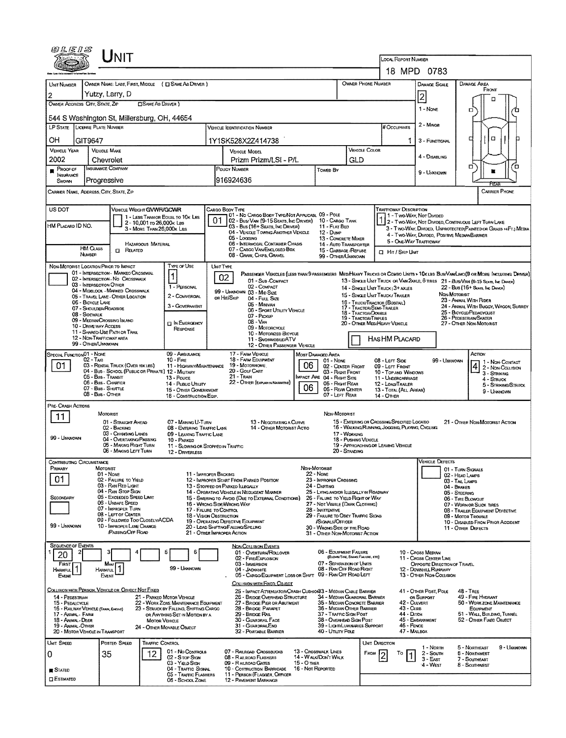# UNIT

**Local Report Number:** 18 MPD 0783

| Unit Number | Owner Name: Last, First, Middle (☐ Same as Driver) | Owner Phone Number | Damage Scale | Damage Area |
|---|---|---|---|---|
| 2 | Yutzy, Larry, D | | 2 | Front / Rear |

**Owner Address: City, State, Zip** (☐ Same as Driver): 544 S Washington St, Millersburg, OH, 44654

Damage Scale: 1 - None, 2 - Minor, 3 - Functional, 4 - Disabling, 9 - Unknown

| LP State | License Plate Number | Vehicle Identification Number | # Occupants |
|---|---|---|---|
| OH | GIT9647 | 1Y1SK528X2Z414738 | 1 |

| Vehicle Year | Vehicle Make | Vehicle Model | Vehicle Color |
|---|---|---|---|
| 2002 | Chevrolet | Prizm Prizm/LSI - P/L | GLD |

| Proof of Insurance Shown | Insurance Company | Policy Number | Towed By |
|---|---|---|---|
| ■ | Progressive | 916924636 | |

**Carrier Name, Address, City, State, Zip:**

**Carrier Phone:**

**US DOT:**

**HM Placard ID No.:**

**HM Class Number:**

**Vehicle Weight GVWR/GCWR:** 1
1 - Less Than or Equal to 10k Lbs; 2 - 10,001 to 26,000k Lbs; 3 - More Than 26,000k Lbs

Hazardous Material ☐ Related

**Cargo Body Type:** 01
01 - No Cargo Body Type/Not Applicable; 02 - Bus/Van (9-15 Seats, Inc Driver); 03 - Bus (16+ Seats, Inc Driver); 04 - Vehicle Towing Another Vehicle; 05 - Logging; 06 - Intermodal Container Chassis; 07 - Cargo Van/Enclosed Box; 08 - Grain, Chips, Gravel; 09 - Pole; 10 - Cargo Tank; 11 - Flat Bed; 12 - Dump; 13 - Concrete Mixer; 14 - Auto Transporter; 15 - Garbage/Refuse; 99 - Other/Unknown

**Trafficway Description:** 1
1 - Two-Way, Not Divided; 2 - Two-Way, Not Divided, Continuous Left Turn Lane; 3 - Two-Way, Divided, Unprotected (Painted or Grass >4Ft.) Media; 4 - Two-Way, Divided, Positive Median Barrier; 5 - One-Way Trafficway

☐ Hit / Skip Unit

**Non-Motorist Location Prior to Impact:**
01 - Intersection - Marked Crosswalk; 02 - Intersection - No Crosswalk; 03 - Intersection Other; 04 - Midblock - Marked Crosswalk; 05 - Travel Lane - Other Location; 06 - Bicycle Lane; 07 - Shoulder/Roadside; 08 - Sidewalk; 09 - Median/Crossing Island; 10 - Drive Way Access; 11 - Shared-Use Path or Trail; 12 - Non-Trafficway Area; 99 - Other/Unknown

**Type of Use:** 1
1 - Personal; 2 - Commercial; 3 - Government; ☐ In Emergency Response

**Unit Type:** 02
Passenger Vehicles (less than 9 passengers): 01 - Sub-Compact; 02 - Compact; 99 - Unknown 03 - Mid Size; or Hit/Skip 04 - Full Size; 05 - Minivan; 06 - Sport Utility Vehicle; 07 - Pickup; 08 - Van; 09 - Motorcycle; 10 - Motorized Bicycle; 11 - Snowmobile/ATV; 12 - Other Passenger Vehicle
Med/Heavy Trucks or Combo Units > 10k lbs: 13 - Single Unit Truck or Van 2axle, 6 tires; 14 - Single Unit Truck; 3+ axles; 15 - Single Unit Truck/Trailer; 16 - Truck/Tractor (Bobtail); 17 - Tractor/Semi-Trailer; 18 - Tractor/Double; 19 - Tractor/Triples; 20 - Other Med/Heavy Vehicle
Bus/Van/Limo (9 or more including driver): 21 - Bus/Van (9-15 Seats, Inc Driver); 22 - Bus (16+ Seats, Inc Driver)
Non-Motorist: 23 - Animal With Rider; 24 - Animal With Buggy, Wagon, Surrey; 25 - Bicycle/Pedacyclist; 26 - Pedestrian/Skater; 27 - Other Non-Motorist

☐ Has HM Placard

**Special Function:** 01
01 - None; 02 - Taxi; 03 - Rental Truck (Over 10k lbs); 04 - Bus - School (Public or Private); 05 - Bus - Transit; 06 - Bus - Charter; 07 - Bus - Shuttle; 08 - Bus - Other; 09 - Ambulance; 10 - Fire; 11 - Highway/Maintenance; 12 - Military; 13 - Police; 14 - Public Utility; 15 - Other Government; 16 - Construction Eqip.; 17 - Farm Vehicle; 18 - Farm Equipment; 19 - Motorhome; 20 - Golf Cart; 21 - Train; 22 - Other (Explain in Narrative)

**Most Damaged Area:** 06
**Impact Area:** 06
01 - None; 02 - Center Front; 03 - Right Front; 04 - Right Side; 05 - Right Rear; 06 - Rear Center; 07 - Left Rear; 08 - Left Side; 09 - Left Front; 10 - Top and Windows; 11 - Undercarriage; 12 - Load/Trailer; 13 - Total (All Areas); 14 - Other; 99 - Unknown

**Action:** 4
1 - Non-Contact; 2 - Non-Collision; 3 - Striking; 4 - Struck; 5 - Striking/Struck; 9 - Unknown

**Pre-Crash Actions:** 11
Motorist: 01 - Straight Ahead; 02 - Backing; 03 - Changing Lanes; 04 - Overtaking/Passing; 05 - Making Right Turn; 06 - Making Left Turn; 07 - Making U-Turn; 08 - Entering Traffic Lane; 09 - Leaving Traffic Lane; 10 - Parked; 11 - Slowing or Stopped in Traffic; 12 - Driverless; 13 - Negotiating a Curve; 14 - Other Motorist Actio
Non-Motorist: 15 - Entering or Crossing Specified Locatio; 16 - Walking, Running, Jogging, Playing, Cycling; 17 - Working; 18 - Pushing Vehicle; 19 - Approaching or Leaving Vehicle; 20 - Standing; 21 - Other Non-Motorist Action
99 - Unknown

**Contributing Circumstance**
Primary: 01
Secondary:
Motorist: 01 - None; 02 - Failure to Yield; 03 - Ran Red Light; 04 - Ran Stop Sign; 05 - Exceeded Speed Limit; 06 - Unsafe Speed; 07 - Improper Turn; 08 - Left of Center; 09 - Followed Too Closely/ACDA; 10 - Improper Lane Change /Passing/Off Road; 11 - Improper Backing; 12 - Improper Start From Parked Position; 13 - Stopped or Parked Illegally; 14 - Operating Vehicle in Negligent Manner; 15 - Swering to Avoid (Due to External Conditions); 16 - Wrong Side/Wrong Way; 17 - Failure to Control; 18 - Vision Obstruction; 19 - Operating Defective Equipment; 20 - Load Shifting/Falling/Spilling; 21 - Other Improper Action
Non-Motorist: 22 - None; 23 - Improper Crossing; 24 - Darting; 25 - Lying and/or Illegally in Roadway; 26 - Failure to Yield Right of Way; 27 - Not Visible (Dark Clothing); 28 - Inattentive; 29 - Failure to Obey Traffic Signs /Signals/Officer; 30 - Wrong Side of the Road; 31 - Other Non-Motorist Action
99 - Unknown

**Vehicle Defects:**
01 - Turn Signals; 02 - Head Lamps; 03 - Tail Lamps; 04 - Brakes; 05 - Steering; 06 - Tire Blowout; 07 - Worn or Slick Tires; 08 - Trailer Equipment Defective; 09 - Motor Trouble; 10 - Disabled From Prior Accident; 11 - Other Defects

**Sequence of Events**

| 1 | 2 | 3 | 4 | 5 | 6 |
|---|---|---|---|---|---|
| 20 | | | | | |

First Harmful Event: 1
Most Harmful Event: 1
99 - Unknown

Non-Collision Events: 01 - Overturn/Rollover; 02 - Fire/Explosion; 03 - Immersion; 04 - Jackknife; 05 - Cargo/Equipment Loss or Shift; 06 - Equipment Failure (Blown Tire, Brake Failure, etc); 07 - Separation of Units; 08 - Ran Off Road Right; 09 - Ran Off Road Left; 10 - Cross Median; 11 - Cross Center Line Opposite Direction of Travel; 12 - Downhill Runaway; 13 - Other Non-Collision

Collision with Person, Vehicle or Object Not Fixed: 14 - Pedestrian; 15 - Pedalcycle; 16 - Railway Vehicle (Train, Engine); 17 - Animal - Farm; 18 - Animal - Deer; 19 - Animal - Other; 20 - Motor Vehicle in Transport; 21 - Parked Motor Vehicle; 22 - Work Zone Maintenance Equipment; 23 - Struck by Falling, Shifting Cargo or Anything Set in Motion by a Motor Vehicle; 24 - Other Movable Object

Collision with Fixed, Object: 25 - Impact Attenuator/Crash Cushion; 26 - Bridge Overhead Structure; 27 - Bridge Pier or Abutment; 28 - Bridge Parapet; 29 - Bridge Rail; 30 - Guardrail Face; 31 - Guardrail End; 32 - Portable Barrier; 33 - Median Cable Barrier; 34 - Median Guardrail Barrier; 35 - Median Concrete Barrier; 36 - Median Other Barrier; 37 - Traffic Sign Post; 38 - Overhead Sign Post; 39 - Light/Luminaries Support; 40 - Utility Pole; 41 - Other Post, Pole or Support; 42 - Culvert; 43 - Curb; 44 - Ditch; 45 - Embankment; 46 - Fence; 47 - Mailbox; 48 - Tree; 49 - Fire Hydrant; 50 - Work Zone Maintenance Equipment; 51 - Wall, Building, Tunnel; 52 - Other Fixed Object

| Unit Speed | Posted Speed | Traffic Control | Unit Direction From | Unit Direction To |
|---|---|---|---|---|
| 0 | 35 | 12 | 2 | 1 |

■ Stated ☐ Estimated

Traffic Control: 01 - No Controls; 02 - Stop Sign; 03 - Yield Sign; 04 - Traffic Signal; 05 - Traffic Flashers; 06 - School Zone; 07 - Railroad Crossbucks; 08 - Railroad Flashers; 09 - Railroad Gates; 10 - Costruction Barricade; 11 - Person (Flagger, Officer); 12 - Pavement Markings; 13 - Crosswalk Lines; 14 - Walk/Don't Walk; 15 - Other; 16 - Not Reported

Unit Direction: 1 - North; 2 - South; 3 - East; 4 - West; 5 - Northeast; 6 - Northwest; 7 - Southeast; 8 - Southwest; 9 - Unknown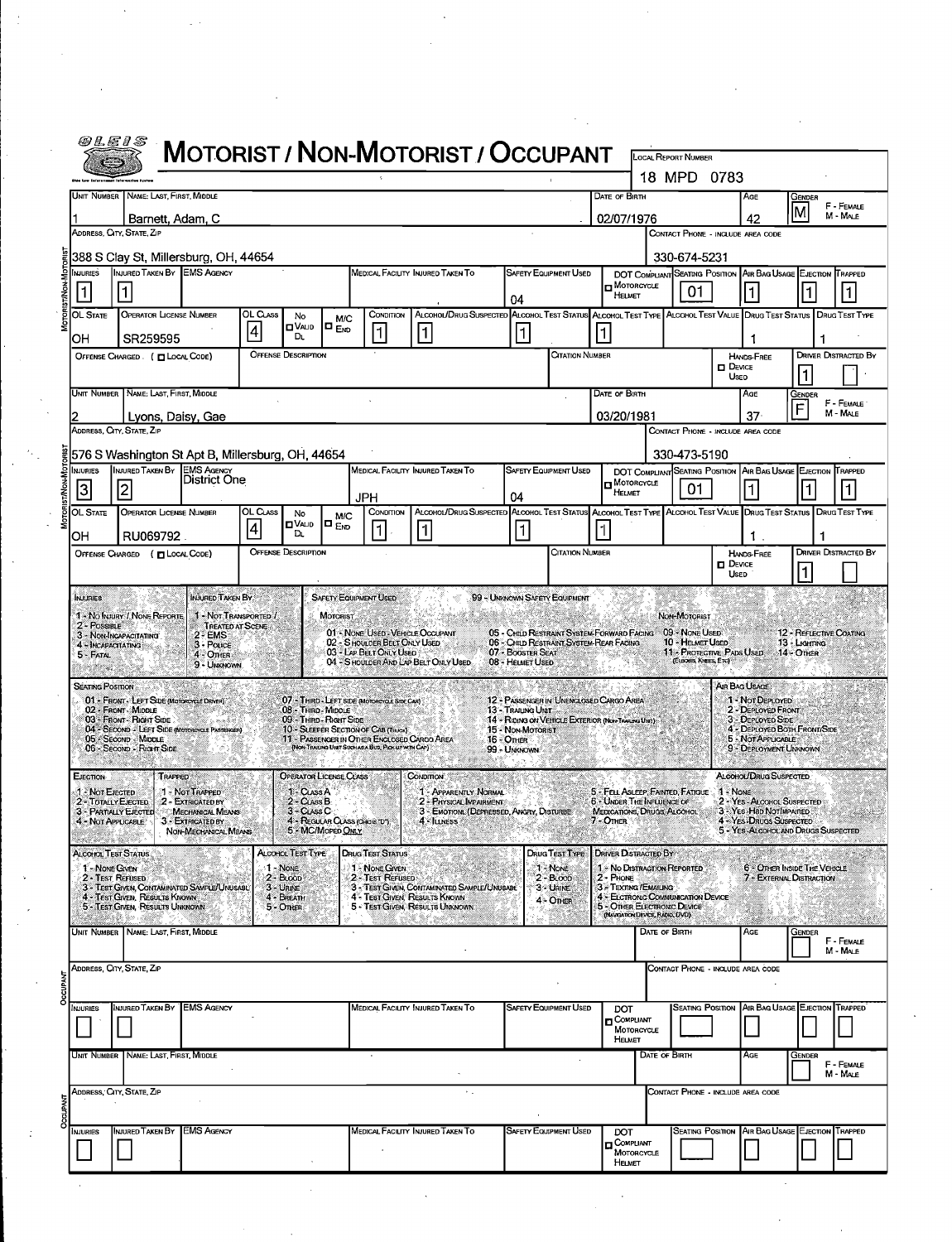# MOTORIST / NON-MOTORIST / OCCUPANT

OLEIS

**Local Report Number:** 18 MPD 0783

## Motorist/Non-Motorist

| Unit Number | Name: Last, First, Middle | Date of Birth | Age | Gender |
|---|---|---|---|---|
| 1 | Barnett, Adam, C | 02/07/1976 | 42 | M |

| Address, City, State, Zip | Contact Phone - Include Area Code |
|---|---|
| 388 S Clay St, Millersburg, OH, 44654 | 330-674-5231 |

| Injuries | Injured Taken By | EMS Agency | Medical Facility Injured Taken To | Safety Equipment Used | DOT Compliant Motorcycle Helmet | Seating Position | Air Bag Usage | Ejection | Trapped |
|---|---|---|---|---|---|---|---|---|---|
| 1 | 1 | | | 04 | | 01 | 1 | 1 | 1 |

| OL State | Operator License Number | OL Class | No Valid DL | M/C End | Condition | Alcohol/Drug Suspected | Alcohol Test Status | Alcohol Test Type | Alcohol Test Value | Drug Test Status | Drug Test Type |
|---|---|---|---|---|---|---|---|---|---|---|---|
| OH | SR259595 | 4 | | | 1 | 1 | 1 | 1 | | 1 | 1 |

| Offense Charged (Local Code) | Offense Description | Citation Number | Hands-Free Device Used | Driver Distracted By |
|---|---|---|---|---|
| | | | | 1 |

| Unit Number | Name: Last, First, Middle | Date of Birth | Age | Gender |
|---|---|---|---|---|
| 2 | Lyons, Daisy, Gae | 03/20/1981 | 37 | F |

| Address, City, State, Zip | Contact Phone - Include Area Code |
|---|---|
| 576 S Washington St Apt B, Millersburg, OH, 44654 | 330-473-5190 |

| Injuries | Injured Taken By | EMS Agency | Medical Facility Injured Taken To | Safety Equipment Used | DOT Compliant Motorcycle Helmet | Seating Position | Air Bag Usage | Ejection | Trapped |
|---|---|---|---|---|---|---|---|---|---|
| 3 | 2 | District One | JPH | 04 | | 01 | 1 | 1 | 1 |

| OL State | Operator License Number | OL Class | No Valid DL | M/C End | Condition | Alcohol/Drug Suspected | Alcohol Test Status | Alcohol Test Type | Alcohol Test Value | Drug Test Status | Drug Test Type |
|---|---|---|---|---|---|---|---|---|---|---|---|
| OH | RU069792 | 4 | | | 1 | 1 | 1 | 1 | | 1 | 1 |

| Offense Charged (Local Code) | Offense Description | Citation Number | Hands-Free Device Used | Driver Distracted By |
|---|---|---|---|---|
| | | | | 1 |

## Codes

**Injuries:** 1 - No Injury / None Reported; 2 - Possible; 3 - Non-Incapacitating; 4 - Incapacitating; 5 - Fatal

**Injured Taken By:** 1 - Not Transported / Treated at Scene; 2 - EMS; 3 - Police; 4 - Other; 9 - Unknown

**Safety Equipment Used:** 99 - Unknown Safety Equipment

Motorist: 01 - None Used - Vehicle Occupant; 02 - Shoulder Belt Only Used; 03 - Lap Belt Only Used; 04 - Shoulder and Lap Belt Only Used; 05 - Child Restraint System-Forward Facing; 06 - Child Restraint System-Rear Facing; 07 - Booster Seat; 08 - Helmet Used

Non-Motorist: 09 - None Used; 10 - Helmet Used; 11 - Protective Pads Used (Elbows, Knees, Etc); 12 - Reflective Coating; 13 - Lighting; 14 - Other

**Seating Position:** 01 - Front - Left Side (Motorcycle Driver); 02 - Front - Middle; 03 - Front - Right Side; 04 - Second - Left Side (Motorcycle Passenger); 05 - Second - Middle; 06 - Second - Right Side; 07 - Third - Left Side (Motorcycle Side Car); 08 - Third - Middle; 09 - Third - Right Side; 10 - Sleeper Section of Cab (Truck); 11 - Passenger in Other Enclosed Cargo Area (Non-Trailing Unit Such as a Bus, Pick-up with Cap); 12 - Passenger in Unenclosed Cargo Area; 13 - Trailing Unit; 14 - Riding on Vehicle Exterior (Non-Trailing Unit); 15 - Non-Motorist; 16 - Other; 99 - Unknown

**Air Bag Usage:** 1 - Not Deployed; 2 - Deployed Front; 3 - Deployed Side; 4 - Deployed Both Front/Side; 5 - Not Applicable; 9 - Deployment Unknown

**Ejection:** 1 - Not Ejected; 2 - Totally Ejected; 3 - Partially Ejected; 4 - Not Applicable

**Trapped:** 1 - Not Trapped; 2 - Extricated by Mechanical Means; 3 - Extricated by Non-Mechanical Means

**Operator License Class:** 1 - Class A; 2 - Class B; 3 - Class C; 4 - Regular Class (Ohio is "D"); 5 - MC/Moped Only

**Condition:** 1 - Apparently Normal; 2 - Physical Impairment; 3 - Emotional (Depressed, Angry, Disturbed); 4 - Illness; 5 - Fell Asleep, Fainted, Fatigue; 6 - Under the Influence of Medications, Drugs, Alcohol; 7 - Other

**Alcohol/Drug Suspected:** 1 - None; 2 - Yes - Alcohol Suspected; 3 - Yes - HBD Not Impaired; 4 - Yes - Drugs Suspected; 5 - Yes - Alcohol and Drugs Suspected

**Alcohol Test Status:** 1 - None Given; 2 - Test Refused; 3 - Test Given, Contaminated Sample/Unusable; 4 - Test Given, Results Known; 5 - Test Given, Results Unknown

**Alcohol Test Type:** 1 - None; 2 - Blood; 3 - Urine; 4 - Breath; 5 - Other

**Drug Test Status:** 1 - None Given; 2 - Test Refused; 3 - Test Given, Contaminated Sample/Unusable; 4 - Test Given, Results Known; 5 - Test Given, Results Unknown

**Drug Test Type:** 1 - None; 2 - Blood; 3 - Urine; 4 - Other

**Driver Distracted By:** 1 - No Distraction Reported; 2 - Phone; 3 - Texting/Emailing; 4 - Electronic Communication Device; 5 - Other Electronic Device (Navigation Device, Radio, DVD); 6 - Other Inside the Vehicle; 7 - External Distraction

## Occupant

| Unit Number | Name: Last, First, Middle | Date of Birth | Age | Gender |
|---|---|---|---|---|
| | | | | |

| Address, City, State, Zip | Contact Phone - Include Area Code |
|---|---|
| | |

| Injuries | Injured Taken By | EMS Agency | Medical Facility Injured Taken To | Safety Equipment Used | DOT Compliant Motorcycle Helmet | Seating Position | Air Bag Usage | Ejection | Trapped |
|---|---|---|---|---|---|---|---|---|---|
| | | | | | | | | | |

## Occupant

| Unit Number | Name: Last, First, Middle | Date of Birth | Age | Gender |
|---|---|---|---|---|
| | | | | |

| Address, City, State, Zip | Contact Phone - Include Area Code |
|---|---|
| | |

| Injuries | Injured Taken By | EMS Agency | Medical Facility Injured Taken To | Safety Equipment Used | DOT Compliant Motorcycle Helmet | Seating Position | Air Bag Usage | Ejection | Trapped |
|---|---|---|---|---|---|---|---|---|---|
| | | | | | | | | | |